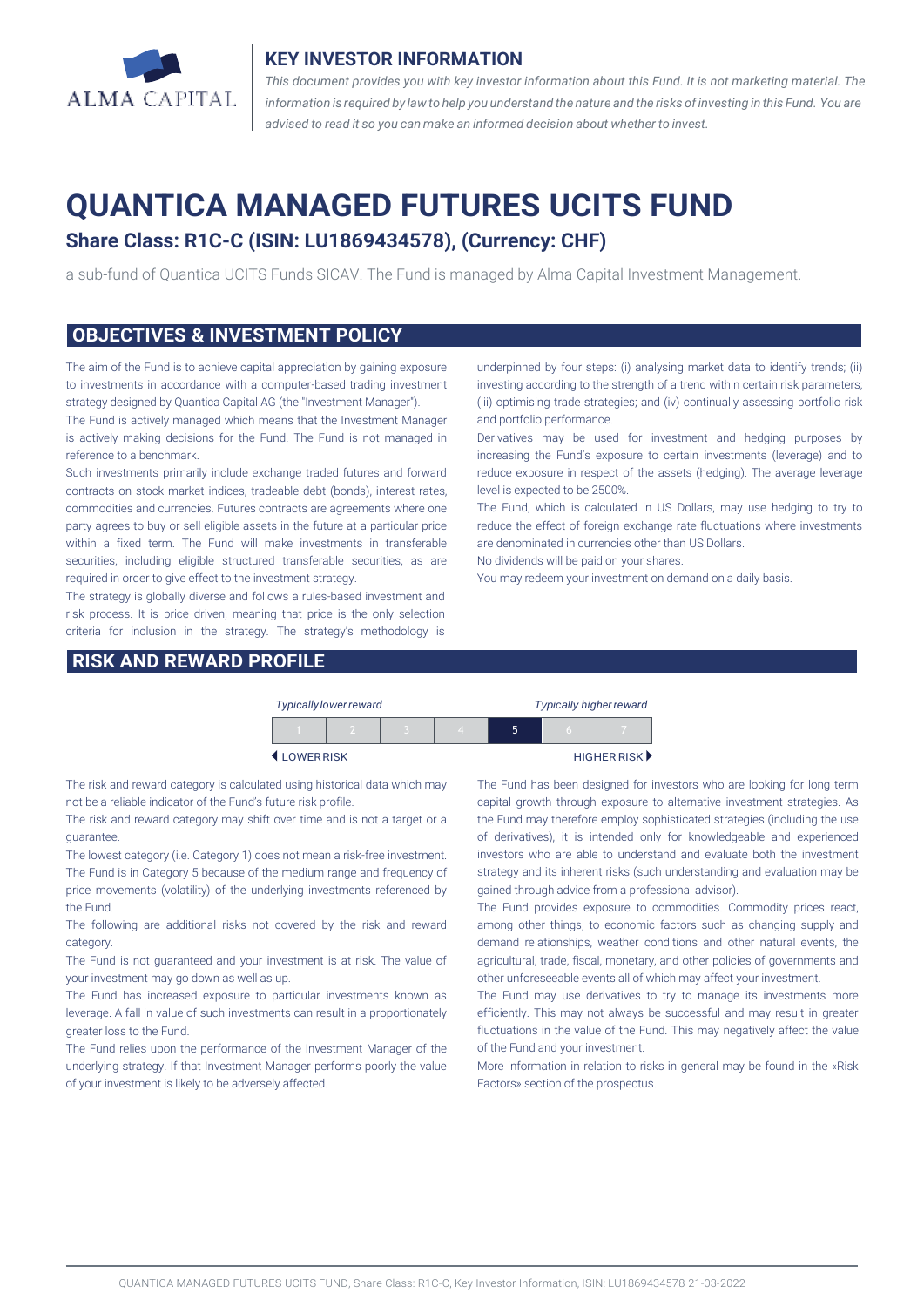ALMA CAPITAL

## KEY INVESTOR INFORMATION

*This document provides you with key investor information about this Fund. It is not marketing material. The information is required by law to help you understand the nature and the risks of investing in this Fund. You are advised to read it so you can make an informed decision about whether to invest.*

# QUANTICA MANAGED FUTURES UCITS FUND

## Share Class: R1C-C (ISIN: LU1869434578), (Currency: CHF)

a sub-fund of Quantica UCITS Funds SICAV. The Fund is managed by Alma Capital Investment Management.

## OBJECTIVES & INVESTMENT POLICY

The aim of the Fund is to achieve capital appreciation by gaining exposure to investments in accordance with a computer-based trading investment strategy designed by Quantica Capital AG (the "Investment Manager").

The Fund is actively managed which means that the Investment Manager is actively making decisions for the Fund. The Fund is not managed in reference to a benchmark.

Such investments primarily include exchange traded futures and forward contracts on stock market indices, tradeable debt (bonds), interest rates, commodities and currencies. Futures contracts are agreements where one party agrees to buy or sell eligible assets in the future at a particular price within a fixed term. The Fund will make investments in transferable securities, including eligible structured transferable securities, as are required in order to give effect to the investment strategy.

The strategy is globally diverse and follows a rules-based investment and risk process. It is price driven, meaning that price is the only selection criteria for inclusion in the strategy. The strategy's methodology is underpinned by four steps: (i) analysing market data to identify trends; (ii) investing according to the strength of a trend within certain risk parameters; (iii) optimising trade strategies; and (iv) continually assessing portfolio risk and portfolio performance.

Derivatives may be used for investment and hedging purposes by increasing the Fund's exposure to certain investments (leverage) and to reduce exposure in respect of the assets (hedging). The average leverage level is expected to be 2500%.

The Fund, which is calculated in US Dollars, may use hedging to try to reduce the effect of foreign exchange rate fluctuations where investments are denominated in currencies other than US Dollars.

No dividends will be paid on your shares.

You may redeem your investment on demand on a daily basis.

## RISK AND REWARD PROFILE

| *Typically lower reward* | | | | | | *Typically higher reward* |
|---|---|---|---|---|---|---|
| 1 | 2 | 3 | 4 | **5** | 6 | 7 |
| ◀ LOWER RISK | | | | | | HIGHER RISK ▶ |

The risk and reward category is calculated using historical data which may not be a reliable indicator of the Fund's future risk profile.

The risk and reward category may shift over time and is not a target or a guarantee.

The lowest category (i.e. Category 1) does not mean a risk-free investment.

The Fund is in Category 5 because of the medium range and frequency of price movements (volatility) of the underlying investments referenced by the Fund.

The following are additional risks not covered by the risk and reward category.

The Fund is not guaranteed and your investment is at risk. The value of your investment may go down as well as up.

The Fund has increased exposure to particular investments known as leverage. A fall in value of such investments can result in a proportionately greater loss to the Fund.

The Fund relies upon the performance of the Investment Manager of the underlying strategy. If that Investment Manager performs poorly the value of your investment is likely to be adversely affected.

The Fund has been designed for investors who are looking for long term capital growth through exposure to alternative investment strategies. As the Fund may therefore employ sophisticated strategies (including the use of derivatives), it is intended only for knowledgeable and experienced investors who are able to understand and evaluate both the investment strategy and its inherent risks (such understanding and evaluation may be gained through advice from a professional advisor).

The Fund provides exposure to commodities. Commodity prices react, among other things, to economic factors such as changing supply and demand relationships, weather conditions and other natural events, the agricultural, trade, fiscal, monetary, and other policies of governments and other unforeseeable events all of which may affect your investment.

The Fund may use derivatives to try to manage its investments more efficiently. This may not always be successful and may result in greater fluctuations in the value of the Fund. This may negatively affect the value of the Fund and your investment.

More information in relation to risks in general may be found in the «Risk Factors» section of the prospectus.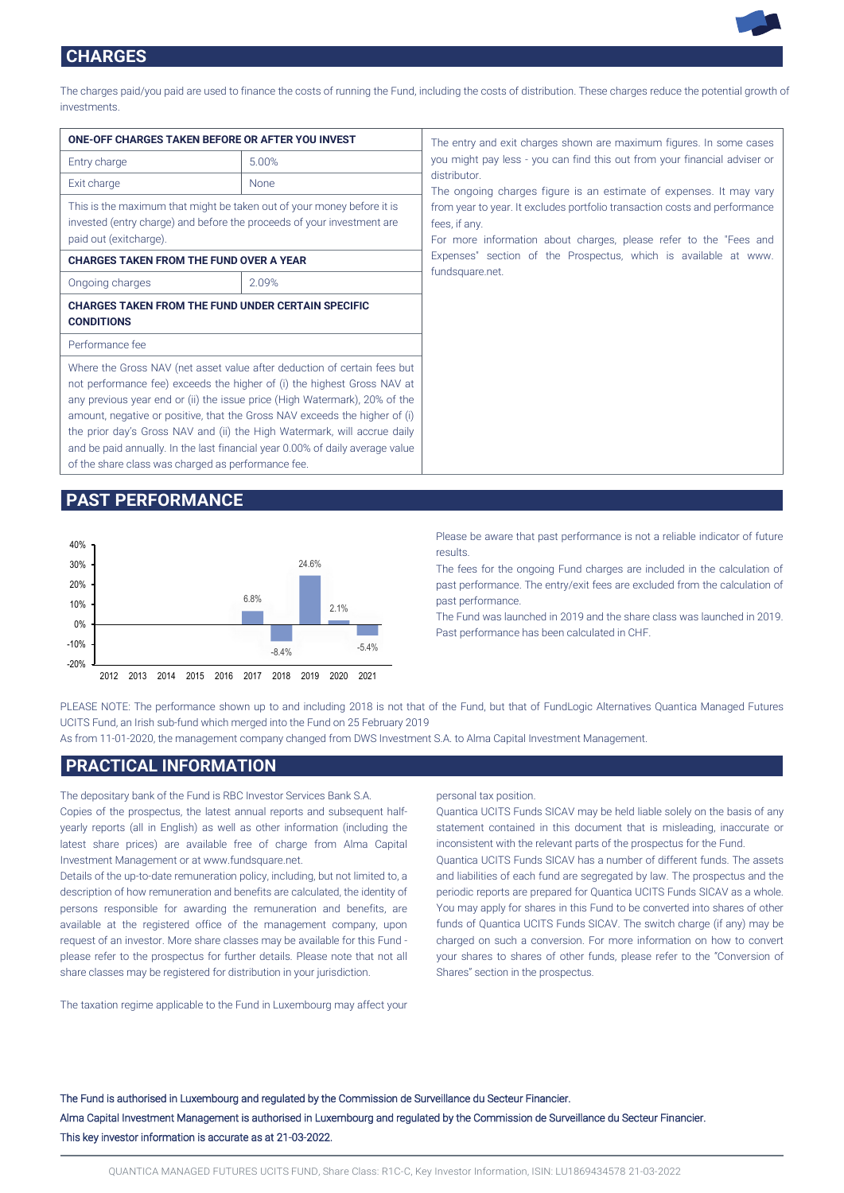## CHARGES

The charges paid/you paid are used to finance the costs of running the Fund, including the costs of distribution. These charges reduce the potential growth of investments.

| ONE-OFF CHARGES TAKEN BEFORE OR AFTER YOU INVEST | |
|---|---|
| Entry charge | 5.00% |
| Exit charge | None |
| This is the maximum that might be taken out of your money before it is invested (entry charge) and before the proceeds of your investment are paid out (exitcharge). | |
| **CHARGES TAKEN FROM THE FUND OVER A YEAR** | |
| Ongoing charges | 2.09% |
| **CHARGES TAKEN FROM THE FUND UNDER CERTAIN SPECIFIC CONDITIONS** | |
| Performance fee | |
| Where the Gross NAV (net asset value after deduction of certain fees but not performance fee) exceeds the higher of (i) the highest Gross NAV at any previous year end or (ii) the issue price (High Watermark), 20% of the amount, negative or positive, that the Gross NAV exceeds the higher of (i) the prior day's Gross NAV and (ii) the High Watermark, will accrue daily and be paid annually. In the last financial year 0.00% of daily average value of the share class was charged as performance fee. | |

The entry and exit charges shown are maximum figures. In some cases you might pay less - you can find this out from your financial adviser or distributor.

The ongoing charges figure is an estimate of expenses. It may vary from year to year. It excludes portfolio transaction costs and performance fees, if any.

For more information about charges, please refer to the "Fees and Expenses" section of the Prospectus, which is available at www. fundsquare.net.

## PAST PERFORMANCE

40%
30%
20%
10%
0%
-10%
-20%

2012 2013 2014 2015 2016 2017 2018 2019 2020 2021

6.8%
-8.4%
24.6%
2.1%
-5.4%

Please be aware that past performance is not a reliable indicator of future results.

The fees for the ongoing Fund charges are included in the calculation of past performance. The entry/exit fees are excluded from the calculation of past performance.

The Fund was launched in 2019 and the share class was launched in 2019. Past performance has been calculated in CHF.

PLEASE NOTE: The performance shown up to and including 2018 is not that of the Fund, but that of FundLogic Alternatives Quantica Managed Futures UCITS Fund, an Irish sub-fund which merged into the Fund on 25 February 2019

As from 11-01-2020, the management company changed from DWS Investment S.A. to Alma Capital Investment Management.

## PRACTICAL INFORMATION

The depositary bank of the Fund is RBC Investor Services Bank S.A.

Copies of the prospectus, the latest annual reports and subsequent half-yearly reports (all in English) as well as other information (including the latest share prices) are available free of charge from Alma Capital Investment Management or at www.fundsquare.net.

Details of the up-to-date remuneration policy, including, but not limited to, a description of how remuneration and benefits are calculated, the identity of persons responsible for awarding the remuneration and benefits, are available at the registered office of the management company, upon request of an investor. More share classes may be available for this Fund - please refer to the prospectus for further details. Please note that not all share classes may be registered for distribution in your jurisdiction.

The taxation regime applicable to the Fund in Luxembourg may affect your personal tax position.

Quantica UCITS Funds SICAV may be held liable solely on the basis of any statement contained in this document that is misleading, inaccurate or inconsistent with the relevant parts of the prospectus for the Fund.

Quantica UCITS Funds SICAV has a number of different funds. The assets and liabilities of each fund are segregated by law. The prospectus and the periodic reports are prepared for Quantica UCITS Funds SICAV as a whole. You may apply for shares in this Fund to be converted into shares of other funds of Quantica UCITS Funds SICAV. The switch charge (if any) may be charged on such a conversion. For more information on how to convert your shares to shares of other funds, please refer to the "Conversion of Shares" section in the prospectus.

The Fund is authorised in Luxembourg and regulated by the Commission de Surveillance du Secteur Financier.

Alma Capital Investment Management is authorised in Luxembourg and regulated by the Commission de Surveillance du Secteur Financier.

This key investor information is accurate as at 21-03-2022.